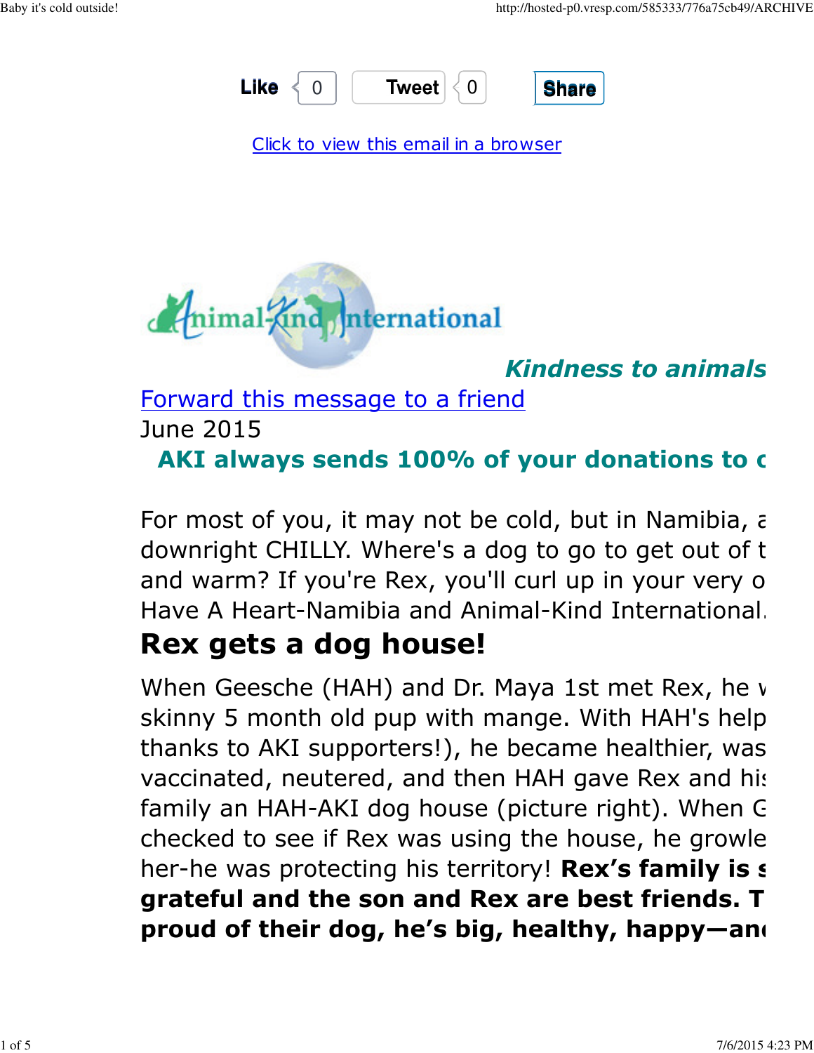Like 0 Tweet 0 Share

Click to view this email in a browser

Animal-Kind International

***Kindness to animals***

Forward this message to a friend

June 2015

**AKI always sends 100% of your donations to c**

For most of you, it may not be cold, but in Namibia, a downright CHILLY. Where's a dog to go to get out of t and warm? If you're Rex, you'll curl up in your very o Have A Heart-Namibia and Animal-Kind International.

## Rex gets a dog house!

When Geesche (HAH) and Dr. Maya 1st met Rex, he w skinny 5 month old pup with mange. With HAH's help thanks to AKI supporters!), he became healthier, was vaccinated, neutered, and then HAH gave Rex and his family an HAH-AKI dog house (picture right). When G checked to see if Rex was using the house, he growle her-he was protecting his territory! **Rex's family is s grateful and the son and Rex are best friends. T proud of their dog, he's big, healthy, happy—and**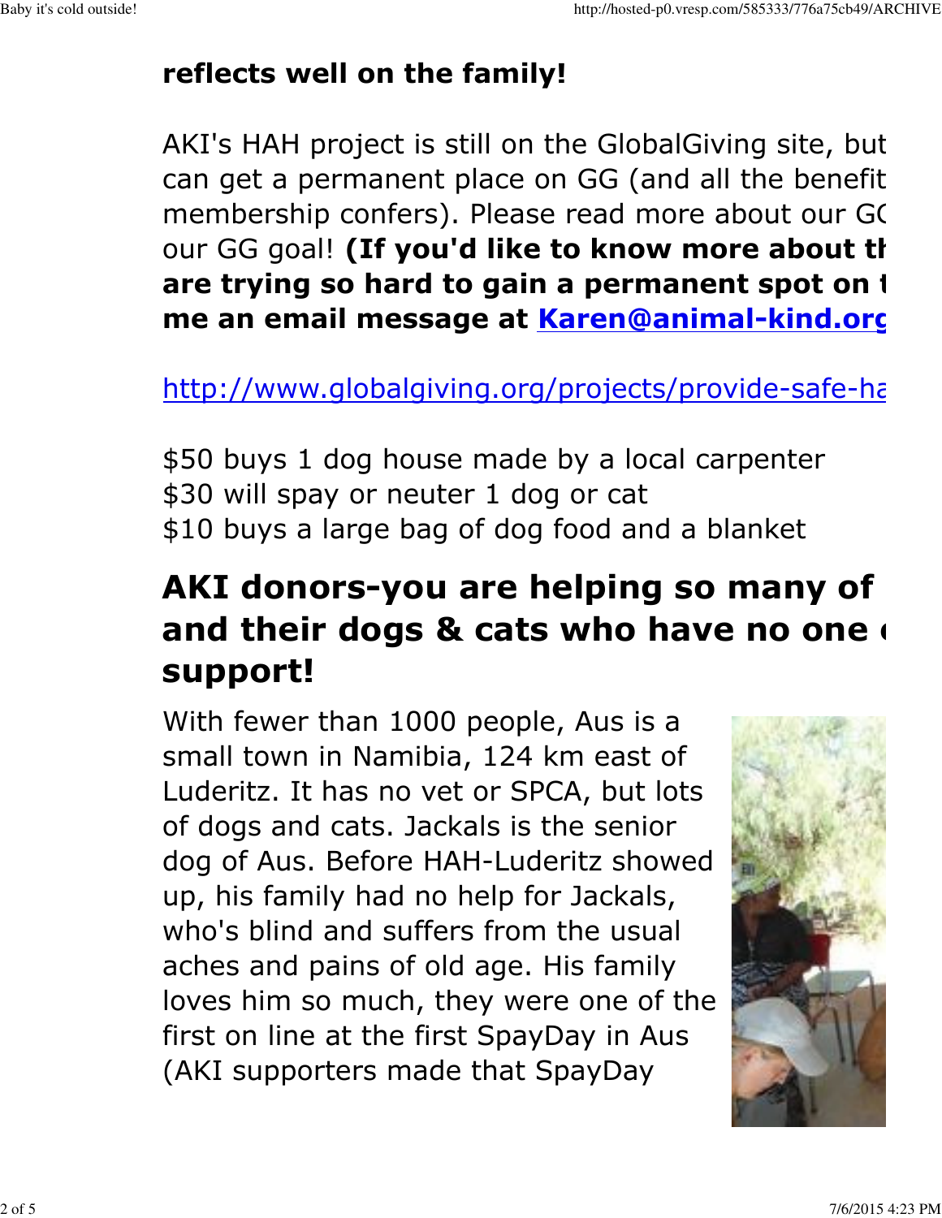**reflects well on the family!**

AKI's HAH project is still on the GlobalGiving site, but can get a permanent place on GG (and all the benefit membership confers). Please read more about our GG our GG goal! **(If you'd like to know more about th are trying so hard to gain a permanent spot on t me an email message at [Karen@animal-kind.org](mailto:Karen@animal-kind.org)**

http://www.globalgiving.org/projects/provide-safe-ha

$50 buys 1 dog house made by a local carpenter
$30 will spay or neuter 1 dog or cat
$10 buys a large bag of dog food and a blanket

## AKI donors-you are helping so many of and their dogs & cats who have no one support!

With fewer than 1000 people, Aus is a small town in Namibia, 124 km east of Luderitz. It has no vet or SPCA, but lots of dogs and cats. Jackals is the senior dog of Aus. Before HAH-Luderitz showed up, his family had no help for Jackals, who's blind and suffers from the usual aches and pains of old age. His family loves him so much, they were one of the first on line at the first SpayDay in Aus (AKI supporters made that SpayDay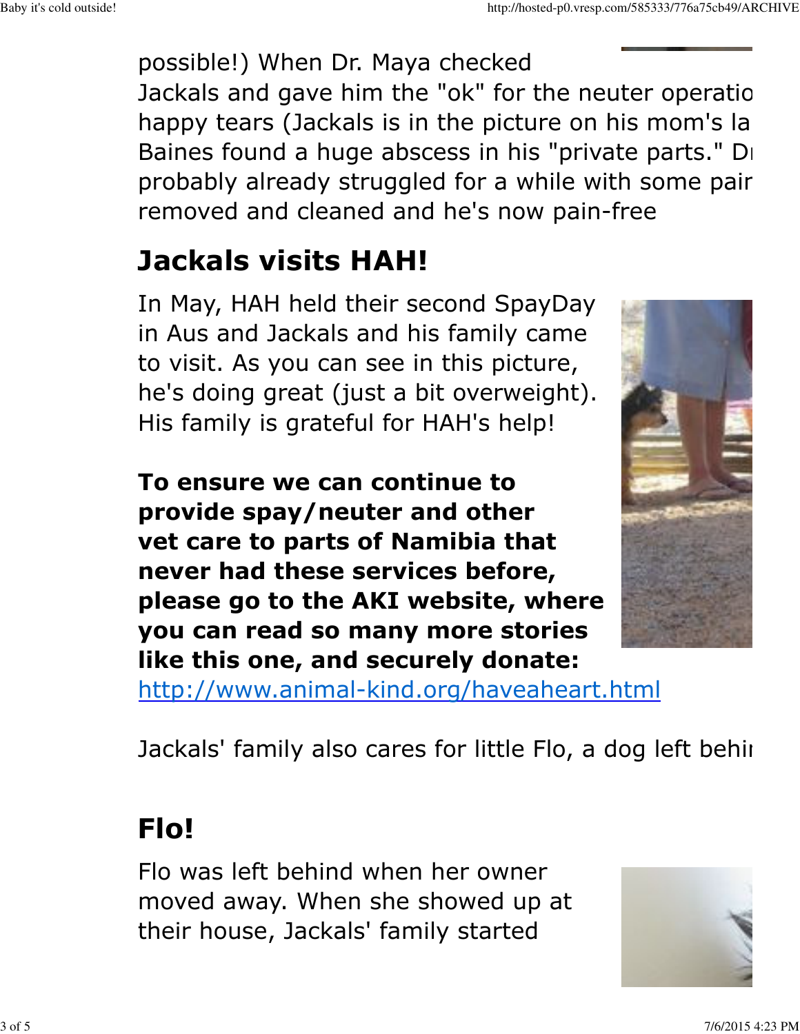possible!) When Dr. Maya checked Jackals and gave him the "ok" for the neuter operatio happy tears (Jackals is in the picture on his mom's la Baines found a huge abscess in his "private parts." D probably already struggled for a while with some pair removed and cleaned and he's now pain-free

## Jackals visits HAH!

In May, HAH held their second SpayDay in Aus and Jackals and his family came to visit. As you can see in this picture, he's doing great (just a bit overweight). His family is grateful for HAH's help!

**To ensure we can continue to provide spay/neuter and other vet care to parts of Namibia that never had these services before, please go to the AKI website, where you can read so many more stories like this one, and securely donate:** http://www.animal-kind.org/haveaheart.html

Jackals' family also cares for little Flo, a dog left behi

## Flo!

Flo was left behind when her owner moved away. When she showed up at their house, Jackals' family started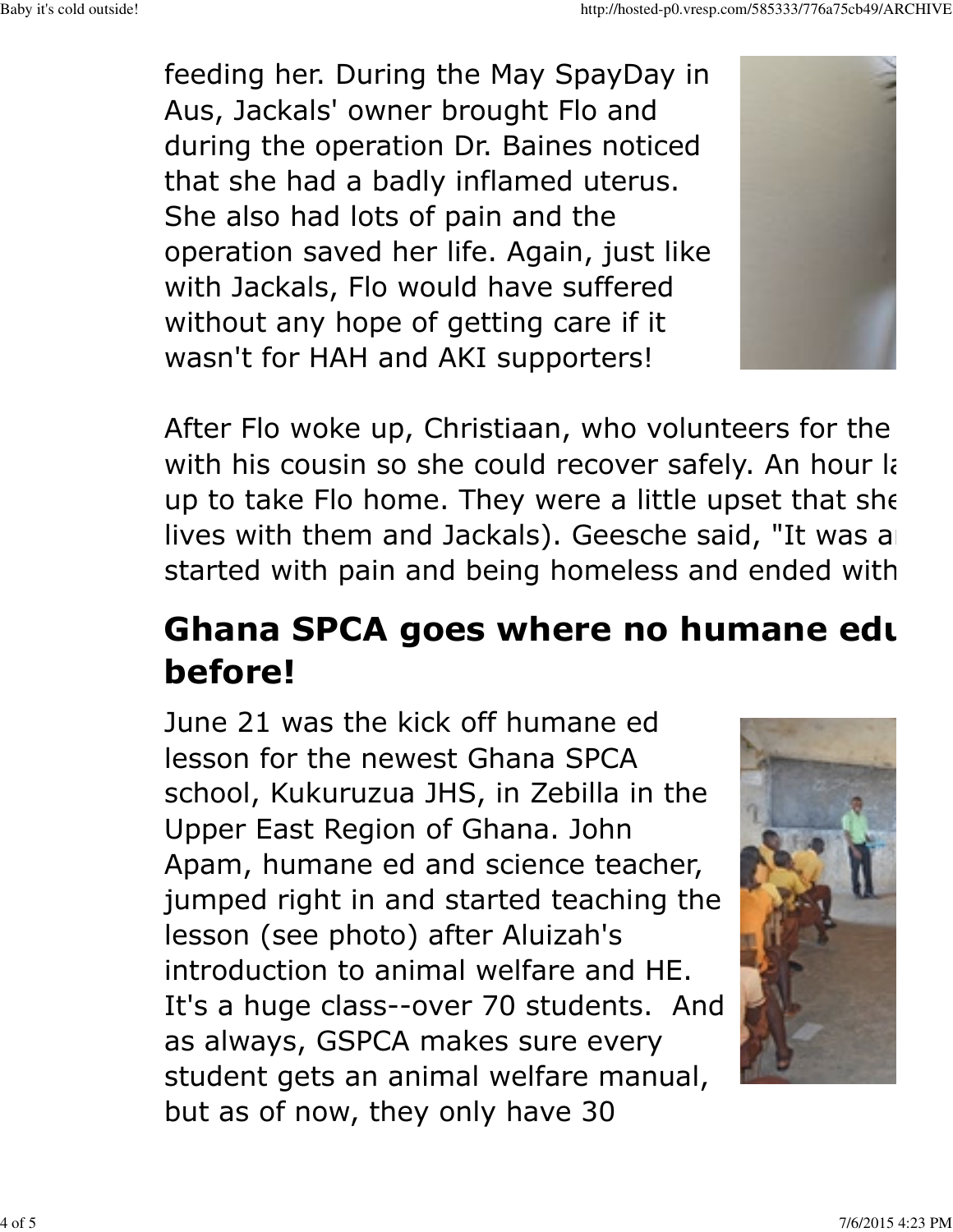feeding her. During the May SpayDay in Aus, Jackals' owner brought Flo and during the operation Dr. Baines noticed that she had a badly inflamed uterus. She also had lots of pain and the operation saved her life. Again, just like with Jackals, Flo would have suffered without any hope of getting care if it wasn't for HAH and AKI supporters!

After Flo woke up, Christiaan, who volunteers for the with his cousin so she could recover safely. An hour la up to take Flo home. They were a little upset that she lives with them and Jackals). Geesche said, "It was a started with pain and being homeless and ended with

## Ghana SPCA goes where no humane edu before!

June 21 was the kick off humane ed lesson for the newest Ghana SPCA school, Kukuruzua JHS, in Zebilla in the Upper East Region of Ghana. John Apam, humane ed and science teacher, jumped right in and started teaching the lesson (see photo) after Aluizah's introduction to animal welfare and HE. It's a huge class--over 70 students. And as always, GSPCA makes sure every student gets an animal welfare manual, but as of now, they only have 30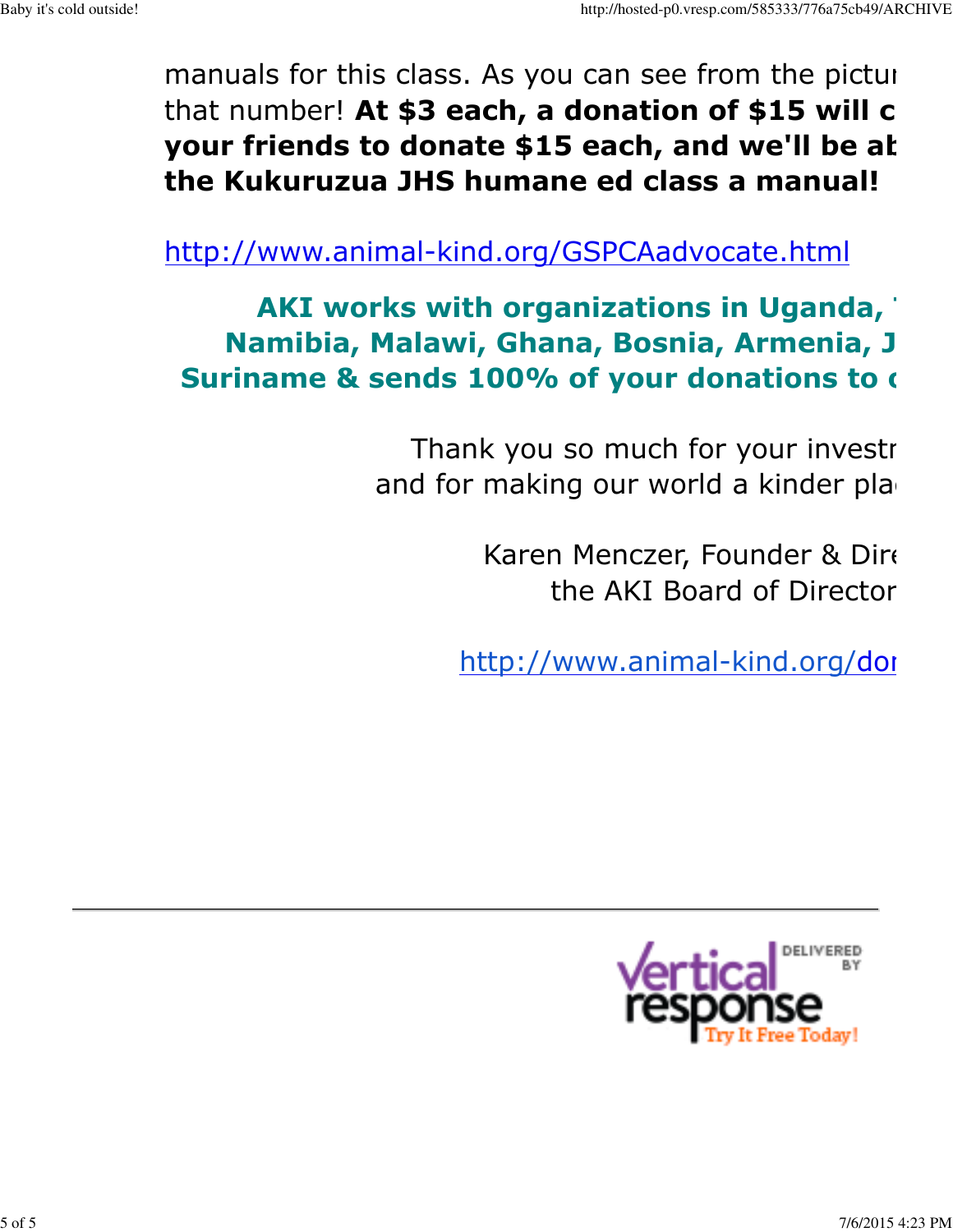manuals for this class. As you can see from the pictu that number! **At $3 each, a donation of $15 will c your friends to donate $15 each, and we'll be ab the Kukuruzua JHS humane ed class a manual!**

http://www.animal-kind.org/GSPCAadvocate.html

**AKI works with organizations in Uganda, Namibia, Malawi, Ghana, Bosnia, Armenia, J Suriname & sends 100% of your donations to**

Thank you so much for your investr
and for making our world a kinder pla

Karen Menczer, Founder & Dire
the AKI Board of Director

http://www.animal-kind.org/dor

DELIVERED BY Vertical response Try It Free Today!